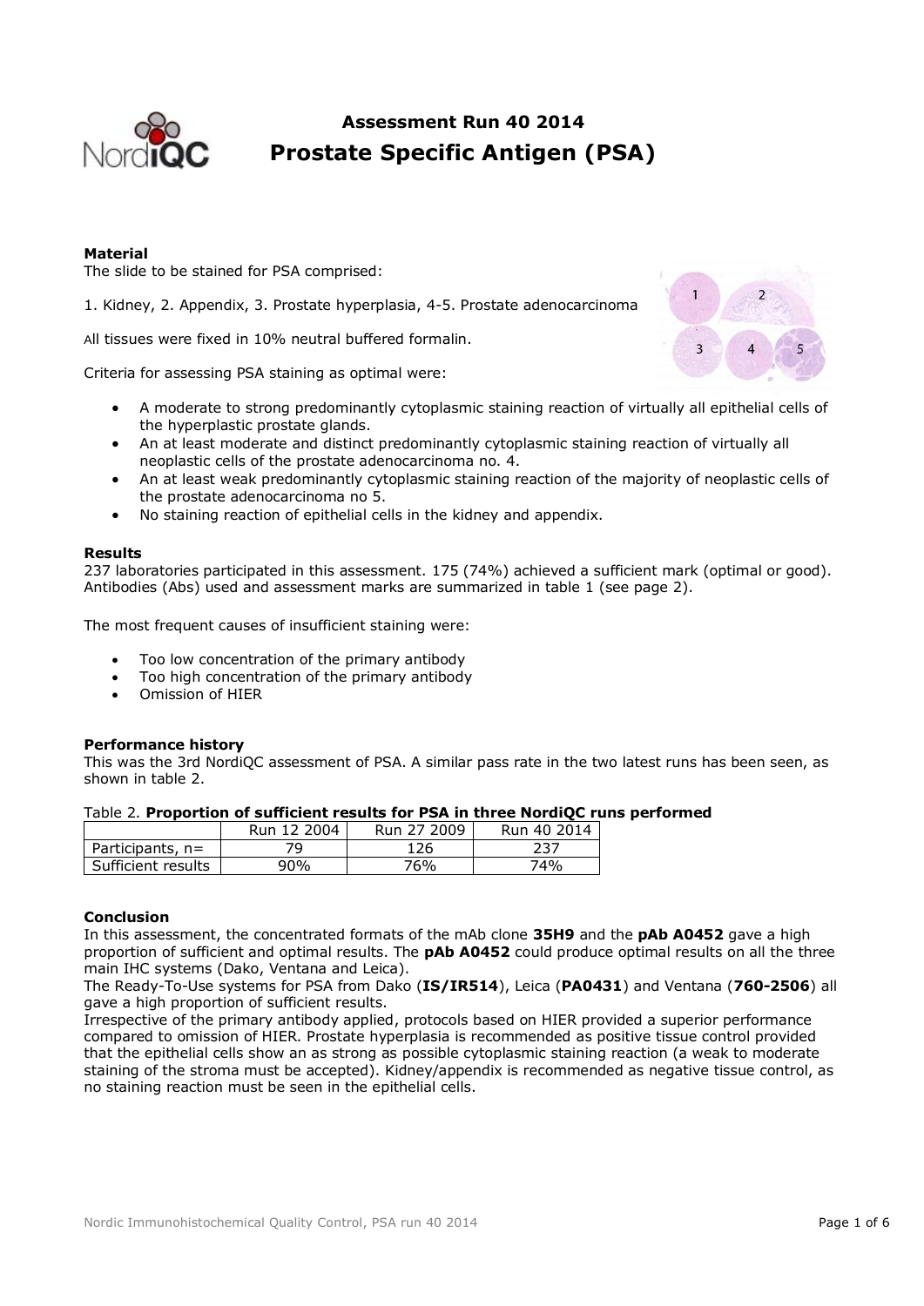# Assessment Run 40 2014
# Prostate Specific Antigen (PSA)

**Material**

The slide to be stained for PSA comprised:

1. Kidney, 2. Appendix, 3. Prostate hyperplasia, 4-5. Prostate adenocarcinoma

All tissues were fixed in 10% neutral buffered formalin.

Criteria for assessing PSA staining as optimal were:

- A moderate to strong predominantly cytoplasmic staining reaction of virtually all epithelial cells of the hyperplastic prostate glands.
- An at least moderate and distinct predominantly cytoplasmic staining reaction of virtually all neoplastic cells of the prostate adenocarcinoma no. 4.
- An at least weak predominantly cytoplasmic staining reaction of the majority of neoplastic cells of the prostate adenocarcinoma no 5.
- No staining reaction of epithelial cells in the kidney and appendix.

**Results**

237 laboratories participated in this assessment. 175 (74%) achieved a sufficient mark (optimal or good). Antibodies (Abs) used and assessment marks are summarized in table 1 (see page 2).

The most frequent causes of insufficient staining were:

- Too low concentration of the primary antibody
- Too high concentration of the primary antibody
- Omission of HIER

**Performance history**

This was the 3rd NordiQC assessment of PSA. A similar pass rate in the two latest runs has been seen, as shown in table 2.

Table 2. **Proportion of sufficient results for PSA in three NordiQC runs performed**

| | Run 12 2004 | Run 27 2009 | Run 40 2014 |
|---|---|---|---|
| Participants, n= | 79 | 126 | 237 |
| Sufficient results | 90% | 76% | 74% |

**Conclusion**

In this assessment, the concentrated formats of the mAb clone **35H9** and the **pAb A0452** gave a high proportion of sufficient and optimal results. The **pAb A0452** could produce optimal results on all the three main IHC systems (Dako, Ventana and Leica).

The Ready-To-Use systems for PSA from Dako (**IS/IR514**), Leica (**PA0431**) and Ventana (**760-2506**) all gave a high proportion of sufficient results.

Irrespective of the primary antibody applied, protocols based on HIER provided a superior performance compared to omission of HIER. Prostate hyperplasia is recommended as positive tissue control provided that the epithelial cells show an as strong as possible cytoplasmic staining reaction (a weak to moderate staining of the stroma must be accepted). Kidney/appendix is recommended as negative tissue control, as no staining reaction must be seen in the epithelial cells.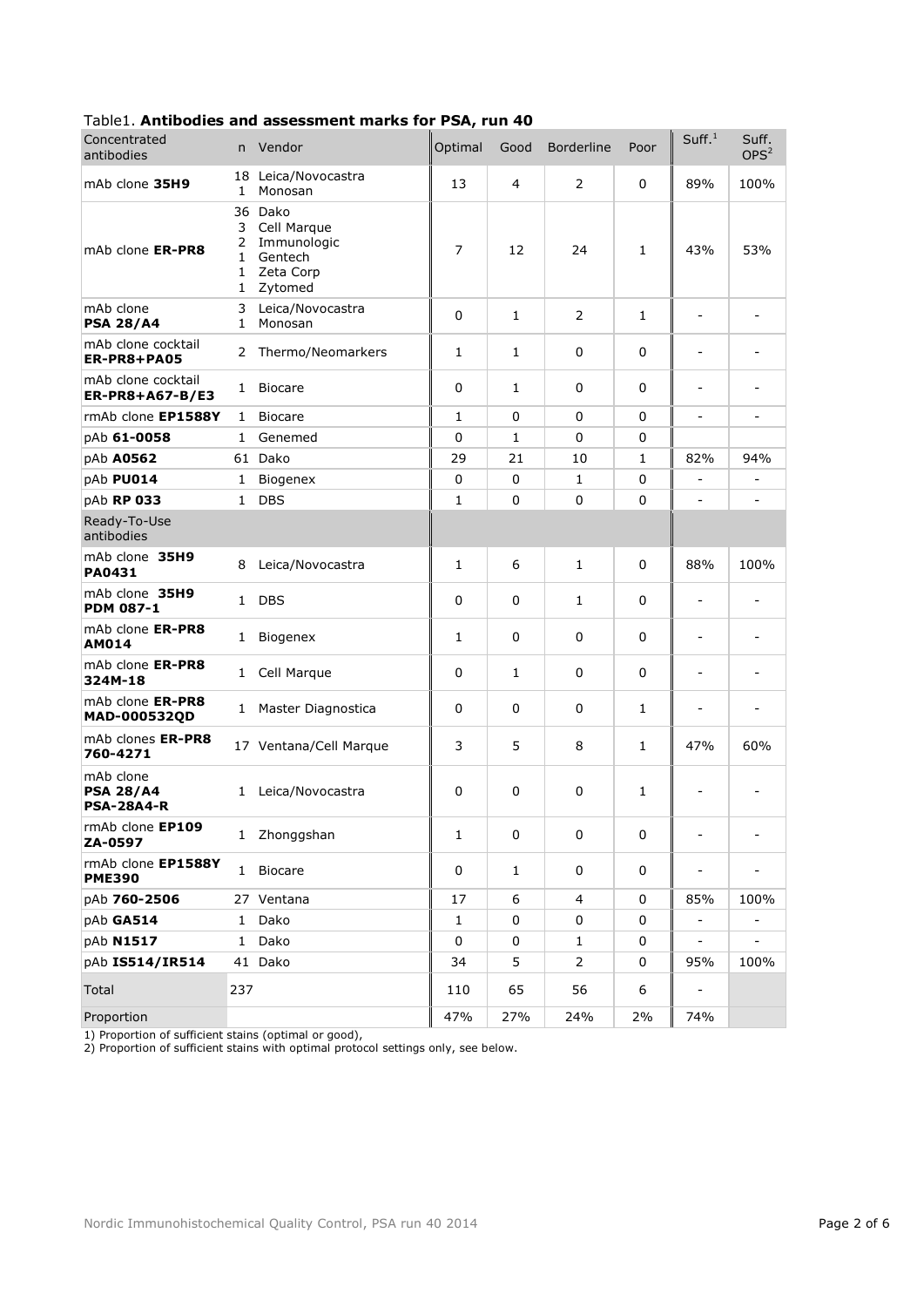Table1. **Antibodies and assessment marks for PSA, run 40**

| Concentrated antibodies | n | Vendor | Optimal | Good | Borderline | Poor | Suff.[1] | Suff. OPS[2] |
|---|---|---|---|---|---|---|---|---|
| mAb clone **35H9** | 18<br>1 | Leica/Novocastra<br>Monosan | 13 | 4 | 2 | 0 | 89% | 100% |
| mAb clone **ER-PR8** | 36<br>3<br>2<br>1<br>1<br>1 | Dako<br>Cell Marque<br>Immunologic<br>Gentech<br>Zeta Corp<br>Zytomed | 7 | 12 | 24 | 1 | 43% | 53% |
| mAb clone **PSA 28/A4** | 3<br>1 | Leica/Novocastra<br>Monosan | 0 | 1 | 2 | 1 | - | - |
| mAb clone cocktail **ER-PR8+PA05** | 2 | Thermo/Neomarkers | 1 | 1 | 0 | 0 | - | - |
| mAb clone cocktail **ER-PR8+A67-B/E3** | 1 | Biocare | 0 | 1 | 0 | 0 | - | - |
| rmAb clone **EP1588Y** | 1 | Biocare | 1 | 0 | 0 | 0 | - | - |
| pAb **61-0058** | 1 | Genemed | 0 | 1 | 0 | 0 | | |
| pAb **A0562** | 61 | Dako | 29 | 21 | 10 | 1 | 82% | 94% |
| pAb **PU014** | 1 | Biogenex | 0 | 0 | 1 | 0 | - | - |
| pAb **RP 033** | 1 | DBS | 1 | 0 | 0 | 0 | - | - |
| Ready-To-Use antibodies | | | | | | | | |
| mAb clone **35H9 PA0431** | 8 | Leica/Novocastra | 1 | 6 | 1 | 0 | 88% | 100% |
| mAb clone **35H9 PDM 087-1** | 1 | DBS | 0 | 0 | 1 | 0 | - | - |
| mAb clone **ER-PR8 AM014** | 1 | Biogenex | 1 | 0 | 0 | 0 | - | - |
| mAb clone **ER-PR8 324M-18** | 1 | Cell Marque | 0 | 1 | 0 | 0 | - | - |
| mAb clone **ER-PR8 MAD-000532QD** | 1 | Master Diagnostica | 0 | 0 | 0 | 1 | - | - |
| mAb clones **ER-PR8 760-4271** | 17 | Ventana/Cell Marque | 3 | 5 | 8 | 1 | 47% | 60% |
| mAb clone **PSA 28/A4 PSA-28A4-R** | 1 | Leica/Novocastra | 0 | 0 | 0 | 1 | - | - |
| rmAb clone **EP109 ZA-0597** | 1 | Zhonggshan | 1 | 0 | 0 | 0 | - | - |
| rmAb clone **EP1588Y PME390** | 1 | Biocare | 0 | 1 | 0 | 0 | - | - |
| pAb **760-2506** | 27 | Ventana | 17 | 6 | 4 | 0 | 85% | 100% |
| pAb **GA514** | 1 | Dako | 1 | 0 | 0 | 0 | - | - |
| pAb **N1517** | 1 | Dako | 0 | 0 | 1 | 0 | - | - |
| pAb **IS514/IR514** | 41 | Dako | 34 | 5 | 2 | 0 | 95% | 100% |
| Total | 237 | | 110 | 65 | 56 | 6 | - | |
| Proportion | | | 47% | 27% | 24% | 2% | 74% | |

1) Proportion of sufficient stains (optimal or good),
2) Proportion of sufficient stains with optimal protocol settings only, see below.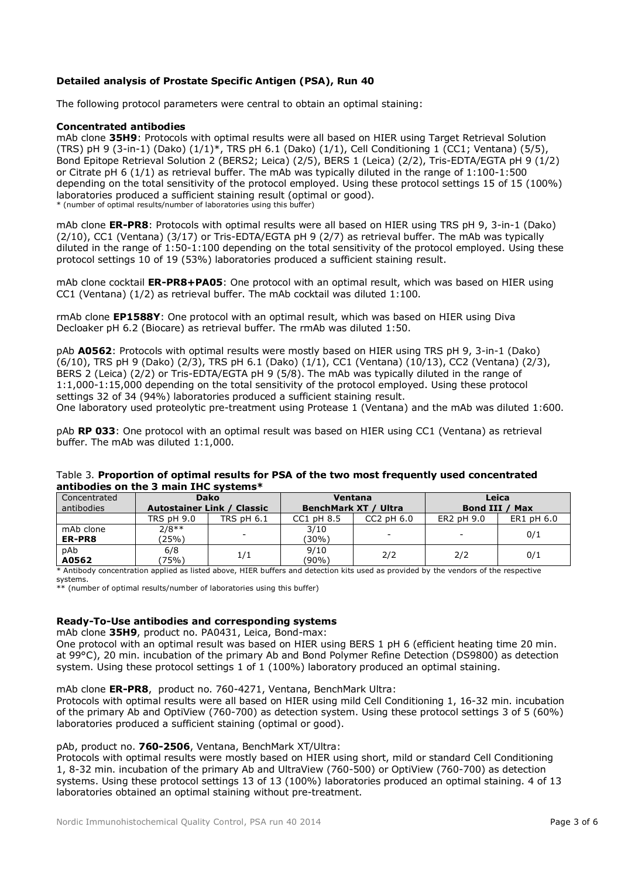**Detailed analysis of Prostate Specific Antigen (PSA), Run 40**

The following protocol parameters were central to obtain an optimal staining:

**Concentrated antibodies**

mAb clone **35H9**: Protocols with optimal results were all based on HIER using Target Retrieval Solution (TRS) pH 9 (3-in-1) (Dako) (1/1)*, TRS pH 6.1 (Dako) (1/1), Cell Conditioning 1 (CC1; Ventana) (5/5), Bond Epitope Retrieval Solution 2 (BERS2; Leica) (2/5), BERS 1 (Leica) (2/2), Tris-EDTA/EGTA pH 9 (1/2) or Citrate pH 6 (1/1) as retrieval buffer. The mAb was typically diluted in the range of 1:100-1:500 depending on the total sensitivity of the protocol employed. Using these protocol settings 15 of 15 (100%) laboratories produced a sufficient staining result (optimal or good).
* (number of optimal results/number of laboratories using this buffer)

mAb clone **ER-PR8**: Protocols with optimal results were all based on HIER using TRS pH 9, 3-in-1 (Dako) (2/10), CC1 (Ventana) (3/17) or Tris-EDTA/EGTA pH 9 (2/7) as retrieval buffer. The mAb was typically diluted in the range of 1:50-1:100 depending on the total sensitivity of the protocol employed. Using these protocol settings 10 of 19 (53%) laboratories produced a sufficient staining result.

mAb clone cocktail **ER-PR8+PA05**: One protocol with an optimal result, which was based on HIER using CC1 (Ventana) (1/2) as retrieval buffer. The mAb cocktail was diluted 1:100.

rmAb clone **EP1588Y**: One protocol with an optimal result, which was based on HIER using Diva Decloaker pH 6.2 (Biocare) as retrieval buffer. The rmAb was diluted 1:50.

pAb **A0562**: Protocols with optimal results were mostly based on HIER using TRS pH 9, 3-in-1 (Dako) (6/10), TRS pH 9 (Dako) (2/3), TRS pH 6.1 (Dako) (1/1), CC1 (Ventana) (10/13), CC2 (Ventana) (2/3), BERS 2 (Leica) (2/2) or Tris-EDTA/EGTA pH 9 (5/8). The mAb was typically diluted in the range of 1:1,000-1:15,000 depending on the total sensitivity of the protocol employed. Using these protocol settings 32 of 34 (94%) laboratories produced a sufficient staining result.
One laboratory used proteolytic pre-treatment using Protease 1 (Ventana) and the mAb was diluted 1:600.

pAb **RP 033**: One protocol with an optimal result was based on HIER using CC1 (Ventana) as retrieval buffer. The mAb was diluted 1:1,000.

Table 3. **Proportion of optimal results for PSA of the two most frequently used concentrated antibodies on the 3 main IHC systems***

| Concentrated antibodies | Dako Autostainer Link / Classic | | Ventana BenchMark XT / Ultra | | Leica Bond III / Max | |
|---|---|---|---|---|---|---|
| | TRS pH 9.0 | TRS pH 6.1 | CC1 pH 8.5 | CC2 pH 6.0 | ER2 pH 9.0 | ER1 pH 6.0 |
| mAb clone **ER-PR8** | 2/8** (25%) | - | 3/10 (30%) | - | - | 0/1 |
| pAb **A0562** | 6/8 (75%) | 1/1 | 9/10 (90%) | 2/2 | 2/2 | 0/1 |

* Antibody concentration applied as listed above, HIER buffers and detection kits used as provided by the vendors of the respective systems.
** (number of optimal results/number of laboratories using this buffer)

**Ready-To-Use antibodies and corresponding systems**

mAb clone **35H9**, product no. PA0431, Leica, Bond-max:
One protocol with an optimal result was based on HIER using BERS 1 pH 6 (efficient heating time 20 min. at 99°C), 20 min. incubation of the primary Ab and Bond Polymer Refine Detection (DS9800) as detection system. Using these protocol settings 1 of 1 (100%) laboratory produced an optimal staining.

mAb clone **ER-PR8**, product no. 760-4271, Ventana, BenchMark Ultra:
Protocols with optimal results were all based on HIER using mild Cell Conditioning 1, 16-32 min. incubation of the primary Ab and OptiView (760-700) as detection system. Using these protocol settings 3 of 5 (60%) laboratories produced a sufficient staining (optimal or good).

pAb, product no. **760-2506**, Ventana, BenchMark XT/Ultra:
Protocols with optimal results were mostly based on HIER using short, mild or standard Cell Conditioning 1, 8-32 min. incubation of the primary Ab and UltraView (760-500) or OptiView (760-700) as detection systems. Using these protocol settings 13 of 13 (100%) laboratories produced an optimal staining. 4 of 13 laboratories obtained an optimal staining without pre-treatment.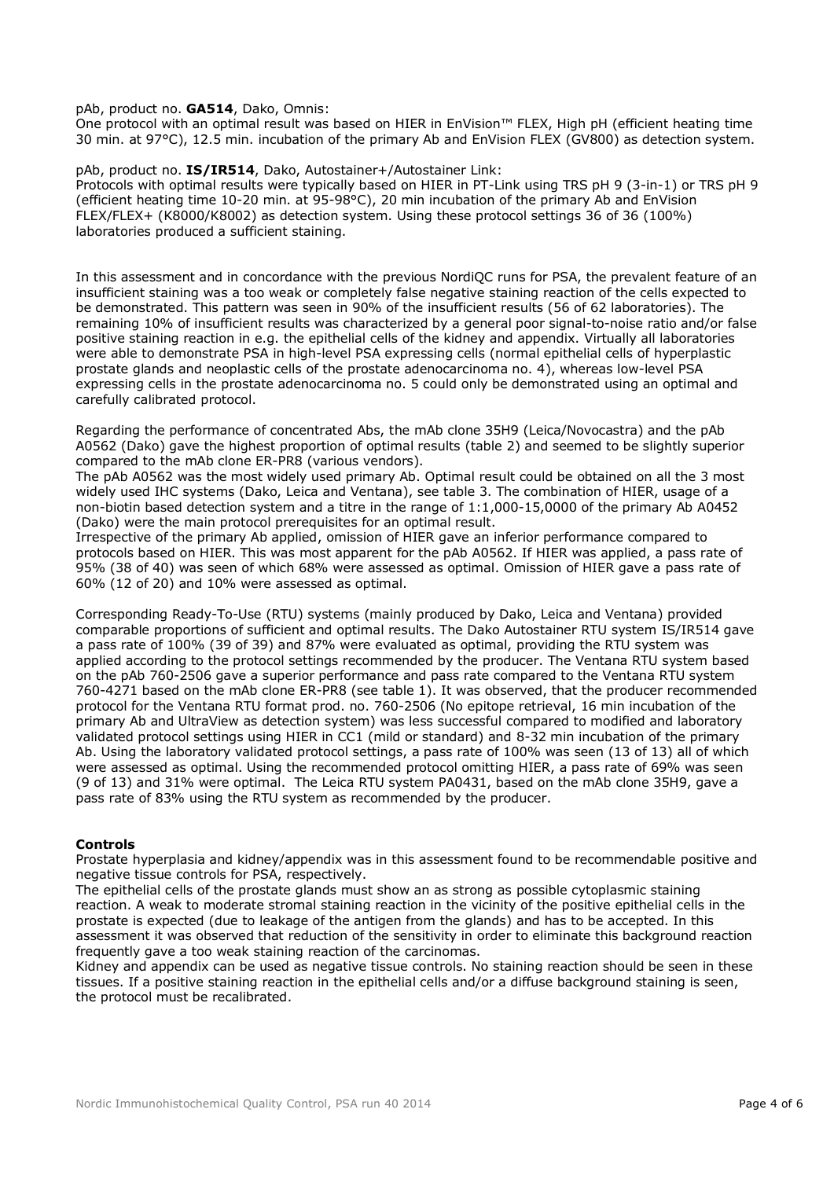pAb, product no. **GA514**, Dako, Omnis:
One protocol with an optimal result was based on HIER in EnVision™ FLEX, High pH (efficient heating time 30 min. at 97°C), 12.5 min. incubation of the primary Ab and EnVision FLEX (GV800) as detection system.

pAb, product no. **IS/IR514**, Dako, Autostainer+/Autostainer Link:
Protocols with optimal results were typically based on HIER in PT-Link using TRS pH 9 (3-in-1) or TRS pH 9 (efficient heating time 10-20 min. at 95-98°C), 20 min incubation of the primary Ab and EnVision FLEX/FLEX+ (K8000/K8002) as detection system. Using these protocol settings 36 of 36 (100%) laboratories produced a sufficient staining.

In this assessment and in concordance with the previous NordiQC runs for PSA, the prevalent feature of an insufficient staining was a too weak or completely false negative staining reaction of the cells expected to be demonstrated. This pattern was seen in 90% of the insufficient results (56 of 62 laboratories). The remaining 10% of insufficient results was characterized by a general poor signal-to-noise ratio and/or false positive staining reaction in e.g. the epithelial cells of the kidney and appendix. Virtually all laboratories were able to demonstrate PSA in high-level PSA expressing cells (normal epithelial cells of hyperplastic prostate glands and neoplastic cells of the prostate adenocarcinoma no. 4), whereas low-level PSA expressing cells in the prostate adenocarcinoma no. 5 could only be demonstrated using an optimal and carefully calibrated protocol.

Regarding the performance of concentrated Abs, the mAb clone 35H9 (Leica/Novocastra) and the pAb A0562 (Dako) gave the highest proportion of optimal results (table 2) and seemed to be slightly superior compared to the mAb clone ER-PR8 (various vendors).
The pAb A0562 was the most widely used primary Ab. Optimal result could be obtained on all the 3 most widely used IHC systems (Dako, Leica and Ventana), see table 3. The combination of HIER, usage of a non-biotin based detection system and a titre in the range of 1:1,000-15,0000 of the primary Ab A0452 (Dako) were the main protocol prerequisites for an optimal result.
Irrespective of the primary Ab applied, omission of HIER gave an inferior performance compared to protocols based on HIER. This was most apparent for the pAb A0562. If HIER was applied, a pass rate of 95% (38 of 40) was seen of which 68% were assessed as optimal. Omission of HIER gave a pass rate of 60% (12 of 20) and 10% were assessed as optimal.

Corresponding Ready-To-Use (RTU) systems (mainly produced by Dako, Leica and Ventana) provided comparable proportions of sufficient and optimal results. The Dako Autostainer RTU system IS/IR514 gave a pass rate of 100% (39 of 39) and 87% were evaluated as optimal, providing the RTU system was applied according to the protocol settings recommended by the producer. The Ventana RTU system based on the pAb 760-2506 gave a superior performance and pass rate compared to the Ventana RTU system 760-4271 based on the mAb clone ER-PR8 (see table 1). It was observed, that the producer recommended protocol for the Ventana RTU format prod. no. 760-2506 (No epitope retrieval, 16 min incubation of the primary Ab and UltraView as detection system) was less successful compared to modified and laboratory validated protocol settings using HIER in CC1 (mild or standard) and 8-32 min incubation of the primary Ab. Using the laboratory validated protocol settings, a pass rate of 100% was seen (13 of 13) all of which were assessed as optimal. Using the recommended protocol omitting HIER, a pass rate of 69% was seen (9 of 13) and 31% were optimal. The Leica RTU system PA0431, based on the mAb clone 35H9, gave a pass rate of 83% using the RTU system as recommended by the producer.

**Controls**
Prostate hyperplasia and kidney/appendix was in this assessment found to be recommendable positive and negative tissue controls for PSA, respectively.
The epithelial cells of the prostate glands must show an as strong as possible cytoplasmic staining reaction. A weak to moderate stromal staining reaction in the vicinity of the positive epithelial cells in the prostate is expected (due to leakage of the antigen from the glands) and has to be accepted. In this assessment it was observed that reduction of the sensitivity in order to eliminate this background reaction frequently gave a too weak staining reaction of the carcinomas.
Kidney and appendix can be used as negative tissue controls. No staining reaction should be seen in these tissues. If a positive staining reaction in the epithelial cells and/or a diffuse background staining is seen, the protocol must be recalibrated.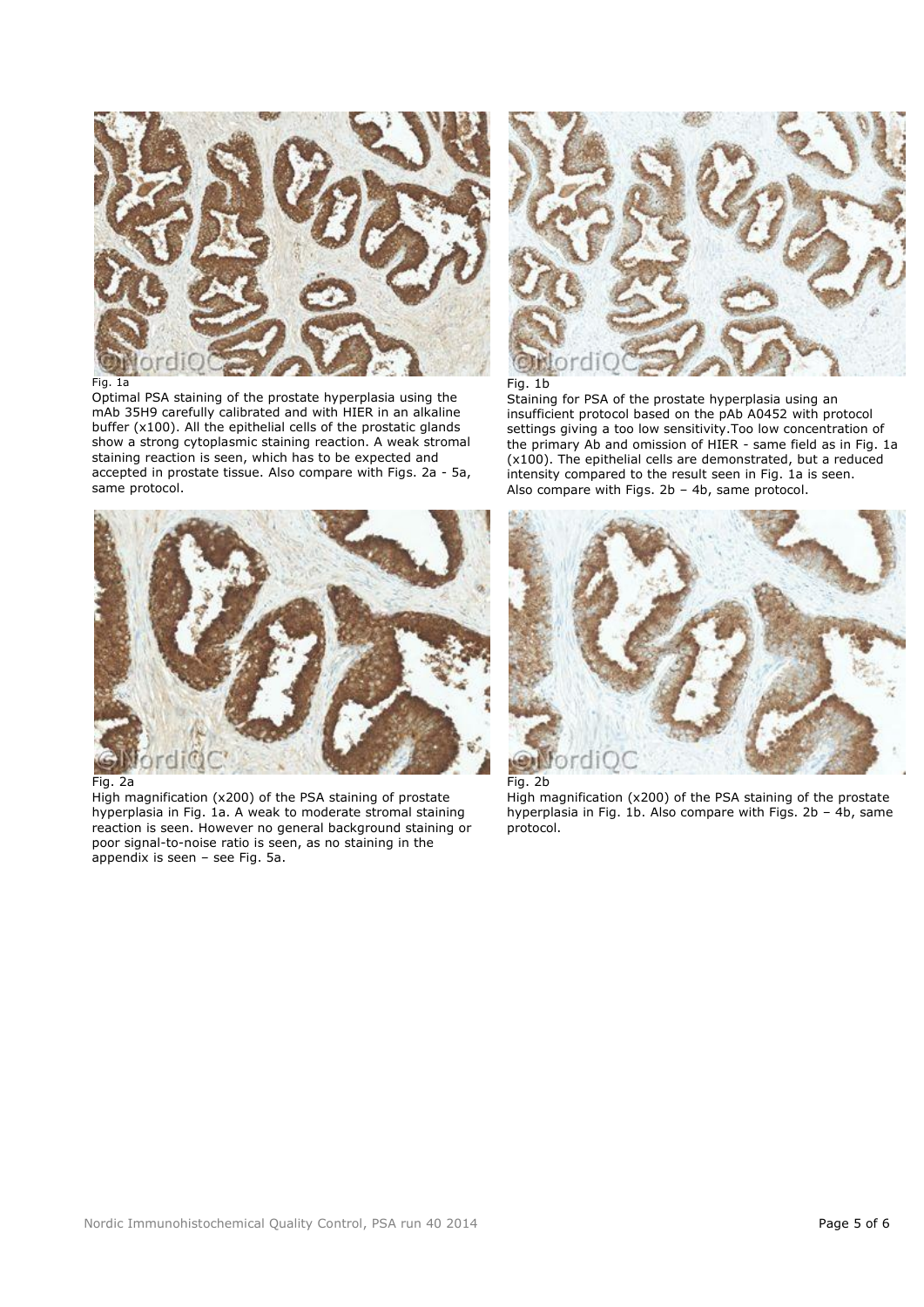Fig. 1a

Optimal PSA staining of the prostate hyperplasia using the mAb 35H9 carefully calibrated and with HIER in an alkaline buffer (x100). All the epithelial cells of the prostatic glands show a strong cytoplasmic staining reaction. A weak stromal staining reaction is seen, which has to be expected and accepted in prostate tissue. Also compare with Figs. 2a - 5a, same protocol.

Fig. 1b

Staining for PSA of the prostate hyperplasia using an insufficient protocol based on the pAb A0452 with protocol settings giving a too low sensitivity.Too low concentration of the primary Ab and omission of HIER - same field as in Fig. 1a (x100). The epithelial cells are demonstrated, but a reduced intensity compared to the result seen in Fig. 1a is seen. Also compare with Figs. 2b – 4b, same protocol.

Fig. 2a

High magnification (x200) of the PSA staining of prostate hyperplasia in Fig. 1a. A weak to moderate stromal staining reaction is seen. However no general background staining or poor signal-to-noise ratio is seen, as no staining in the appendix is seen – see Fig. 5a.

Fig. 2b

High magnification (x200) of the PSA staining of the prostate hyperplasia in Fig. 1b. Also compare with Figs. 2b – 4b, same protocol.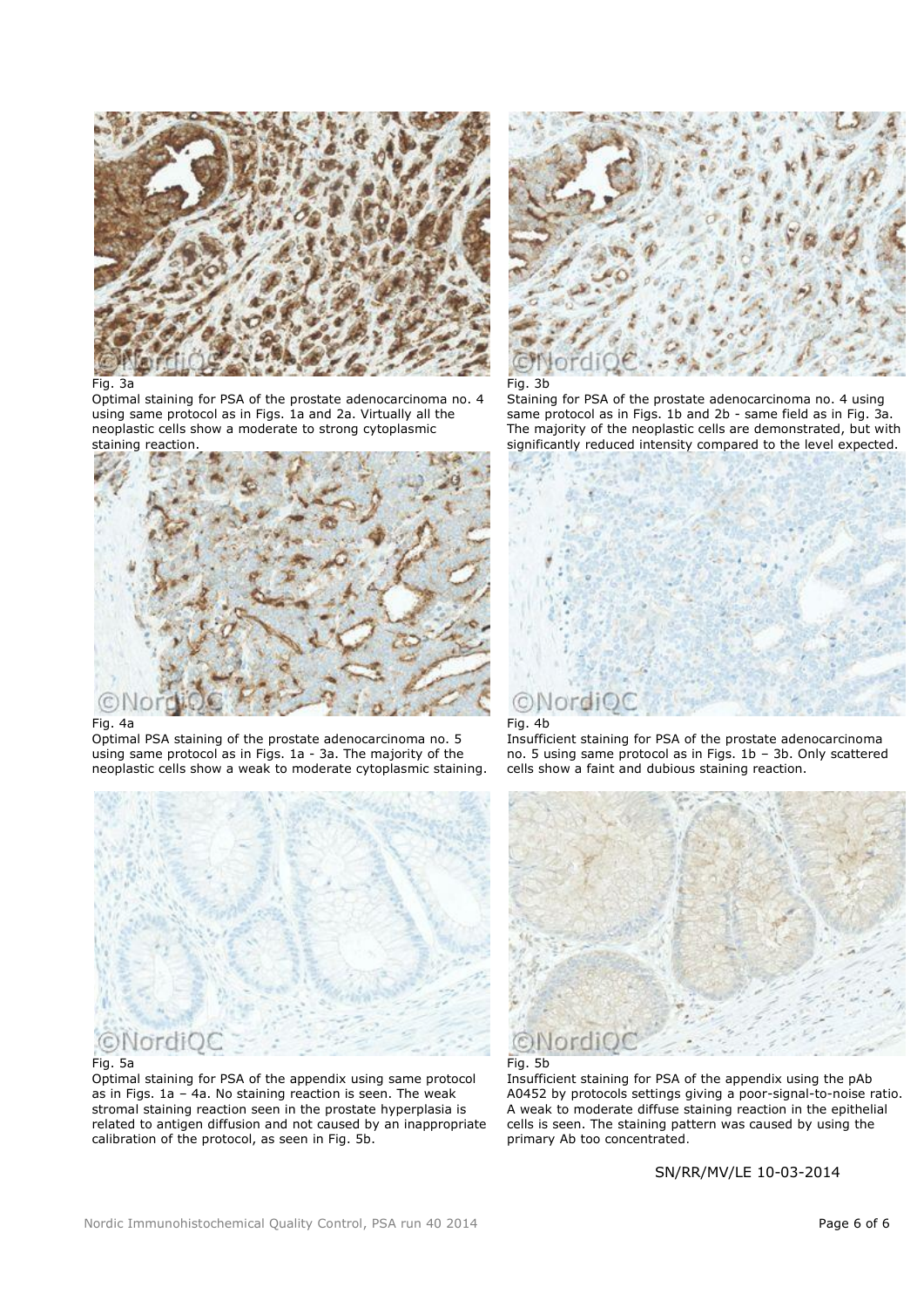Fig. 3a
Optimal staining for PSA of the prostate adenocarcinoma no. 4 using same protocol as in Figs. 1a and 2a. Virtually all the neoplastic cells show a moderate to strong cytoplasmic staining reaction.

Fig. 3b
Staining for PSA of the prostate adenocarcinoma no. 4 using same protocol as in Figs. 1b and 2b - same field as in Fig. 3a. The majority of the neoplastic cells are demonstrated, but with significantly reduced intensity compared to the level expected.

Fig. 4a
Optimal PSA staining of the prostate adenocarcinoma no. 5 using same protocol as in Figs. 1a - 3a. The majority of the neoplastic cells show a weak to moderate cytoplasmic staining.

Fig. 4b
Insufficient staining for PSA of the prostate adenocarcinoma no. 5 using same protocol as in Figs. 1b – 3b. Only scattered cells show a faint and dubious staining reaction.

Fig. 5a
Optimal staining for PSA of the appendix using same protocol as in Figs. 1a – 4a. No staining reaction is seen. The weak stromal staining reaction seen in the prostate hyperplasia is related to antigen diffusion and not caused by an inappropriate calibration of the protocol, as seen in Fig. 5b.

Fig. 5b
Insufficient staining for PSA of the appendix using the pAb A0452 by protocols settings giving a poor-signal-to-noise ratio. A weak to moderate diffuse staining reaction in the epithelial cells is seen. The staining pattern was caused by using the primary Ab too concentrated.

SN/RR/MV/LE 10-03-2014